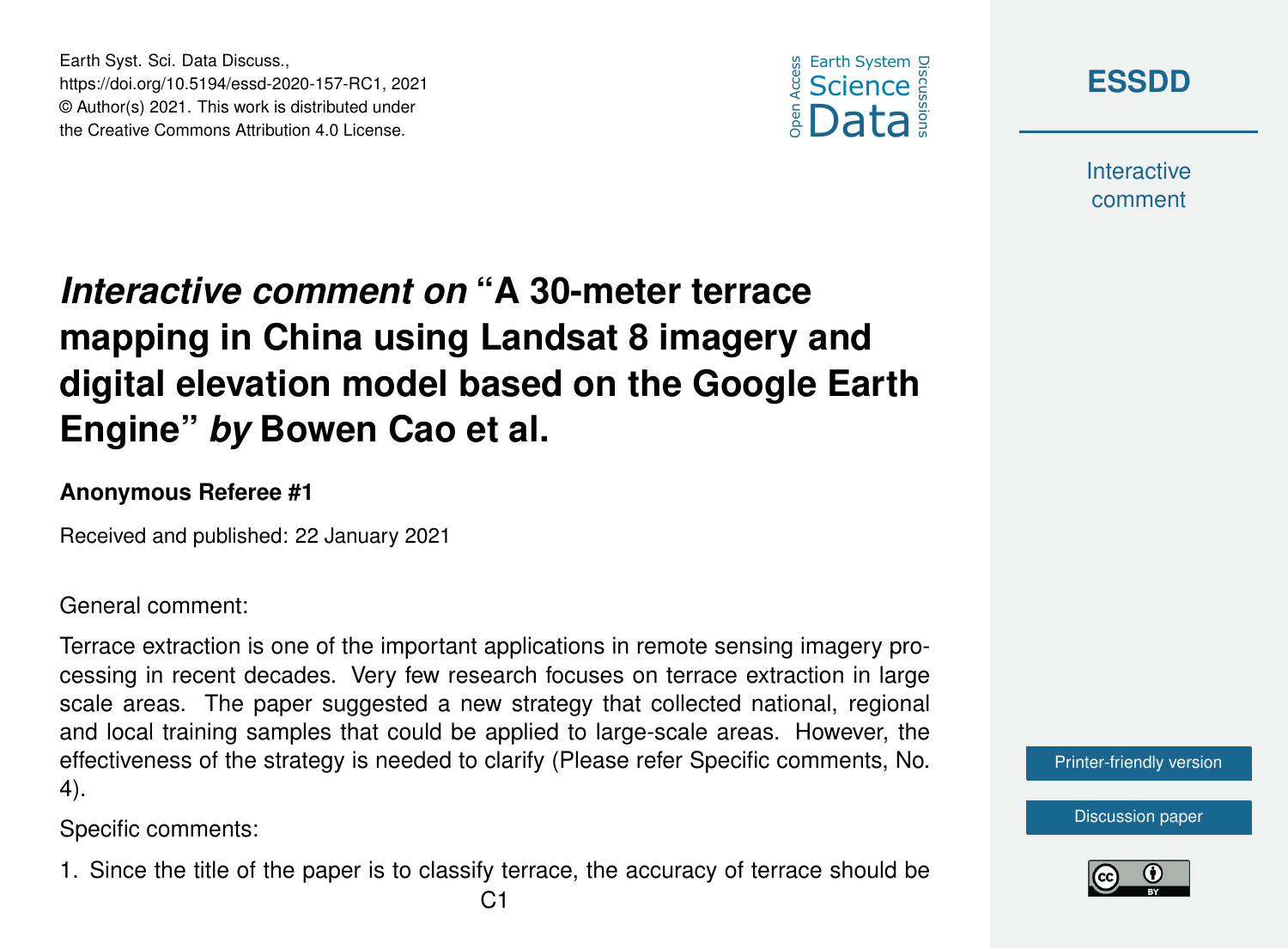# *Interactive comment on* "A 30-meter terrace mapping in China using Landsat 8 imagery and digital elevation model based on the Google Earth Engine" *by* Bowen Cao et al.

**Anonymous Referee #1**

Received and published: 22 January 2021

General comment:

Terrace extraction is one of the important applications in remote sensing imagery processing in recent decades. Very few research focuses on terrace extraction in large scale areas. The paper suggested a new strategy that collected national, regional and local training samples that could be applied to large-scale areas. However, the effectiveness of the strategy is needed to clarify (Please refer Specific comments, No. 4).

Specific comments:

1. Since the title of the paper is to classify terrace, the accuracy of terrace should be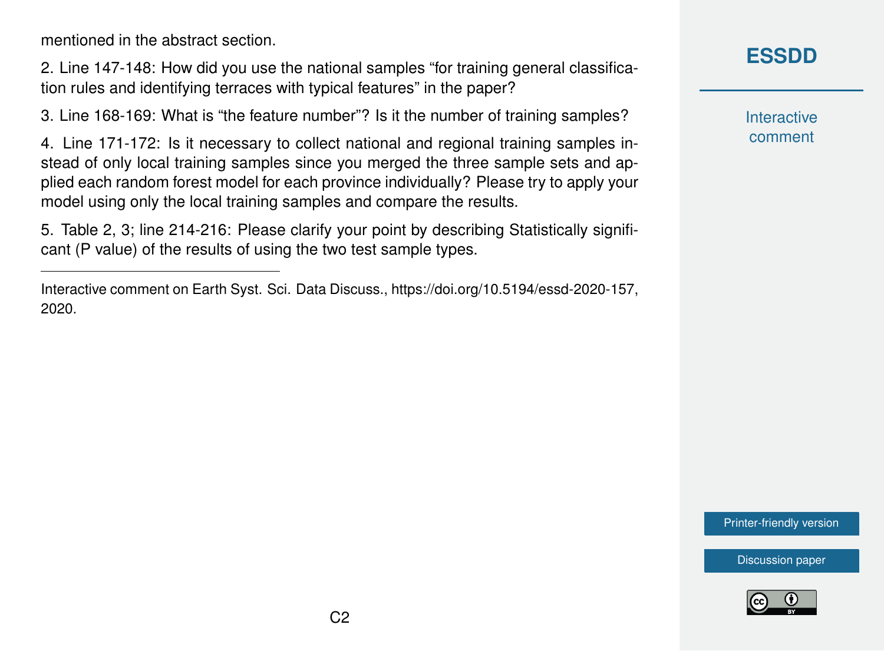mentioned in the abstract section.

2. Line 147-148: How did you use the national samples “for training general classification rules and identifying terraces with typical features” in the paper?

3. Line 168-169: What is “the feature number”? Is it the number of training samples?

4. Line 171-172: Is it necessary to collect national and regional training samples instead of only local training samples since you merged the three sample sets and applied each random forest model for each province individually? Please try to apply your model using only the local training samples and compare the results.

5. Table 2, 3; line 214-216: Please clarify your point by describing Statistically significant (P value) of the results of using the two test sample types.

---

Interactive comment on Earth Syst. Sci. Data Discuss., https://doi.org/10.5194/essd-2020-157, 2020.